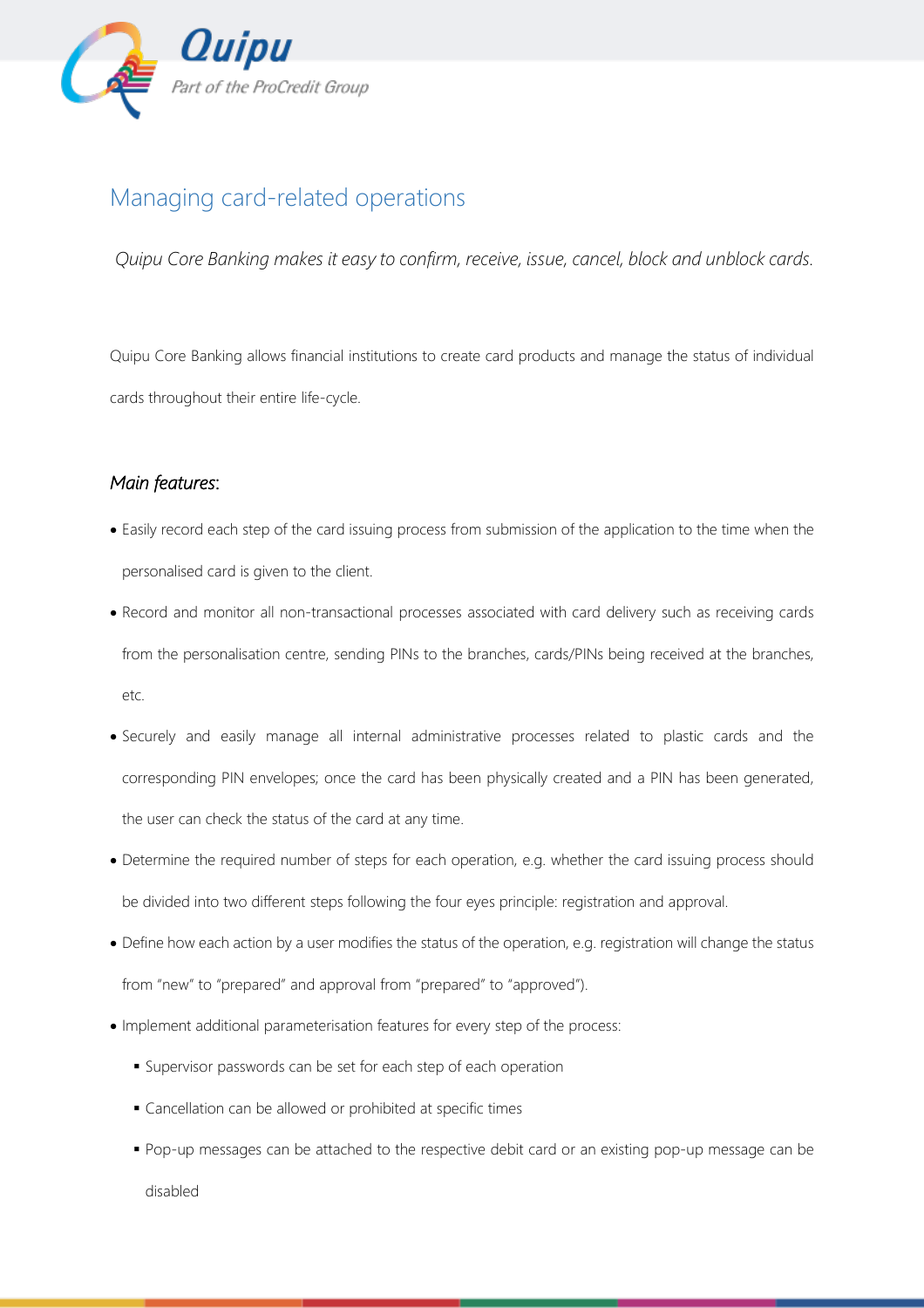# Managing card-related operations

*Quipu Core Banking makes it easy to confirm, receive, issue, cancel, block and unblock cards.*

Quipu Core Banking allows financial institutions to create card products and manage the status of individual cards throughout their entire life-cycle.

*Main features*:

- Easily record each step of the card issuing process from submission of the application to the time when the personalised card is given to the client.
- Record and monitor all non-transactional processes associated with card delivery such as receiving cards from the personalisation centre, sending PINs to the branches, cards/PINs being received at the branches, etc.
- Securely and easily manage all internal administrative processes related to plastic cards and the corresponding PIN envelopes; once the card has been physically created and a PIN has been generated, the user can check the status of the card at any time.
- Determine the required number of steps for each operation, e.g. whether the card issuing process should be divided into two different steps following the four eyes principle: registration and approval.
- Define how each action by a user modifies the status of the operation, e.g. registration will change the status from "new" to "prepared" and approval from "prepared" to "approved").
- Implement additional parameterisation features for every step of the process:
  - Supervisor passwords can be set for each step of each operation
  - Cancellation can be allowed or prohibited at specific times
  - Pop-up messages can be attached to the respective debit card or an existing pop-up message can be disabled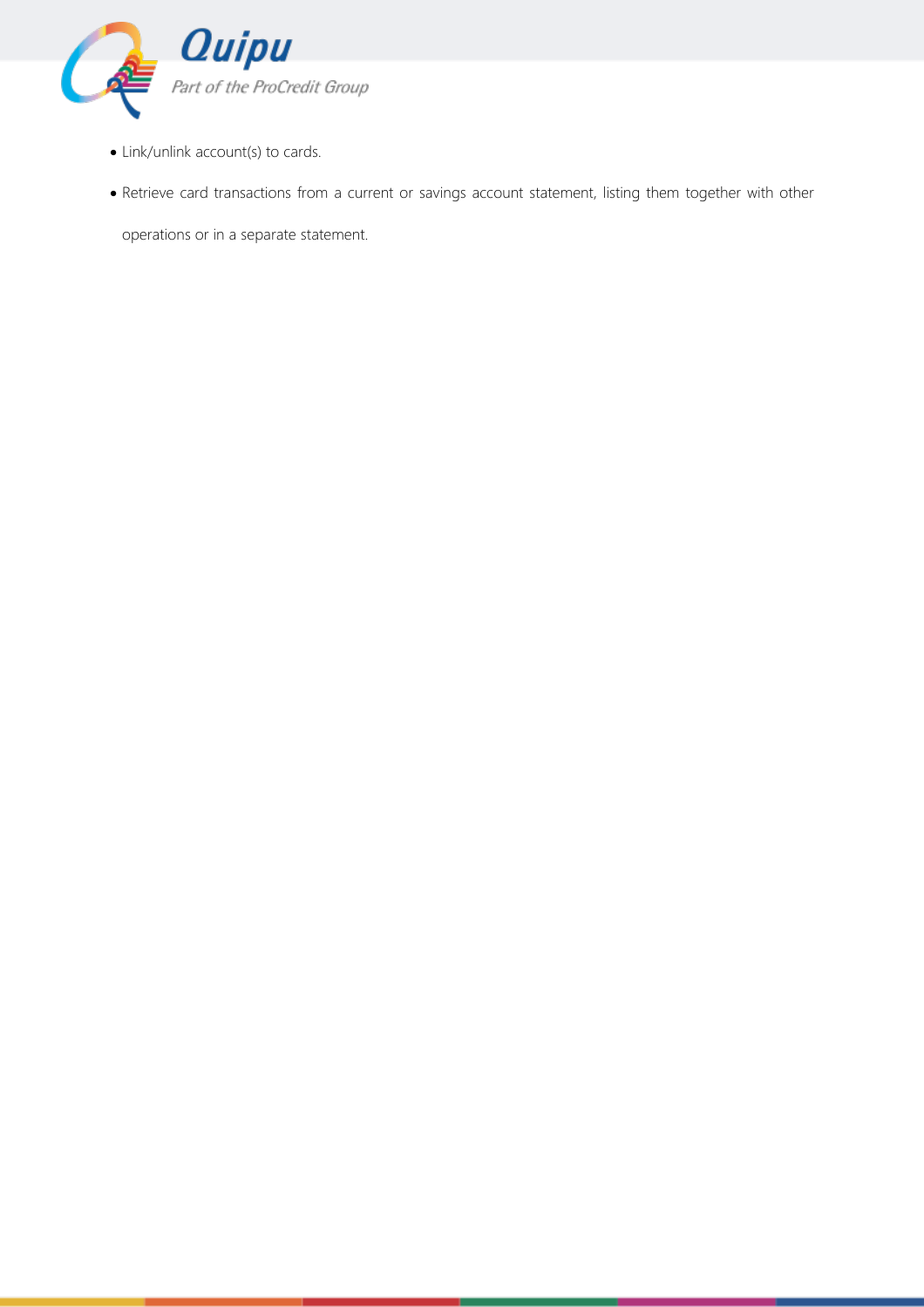- Link/unlink account(s) to cards.
- Retrieve card transactions from a current or savings account statement, listing them together with other operations or in a separate statement.